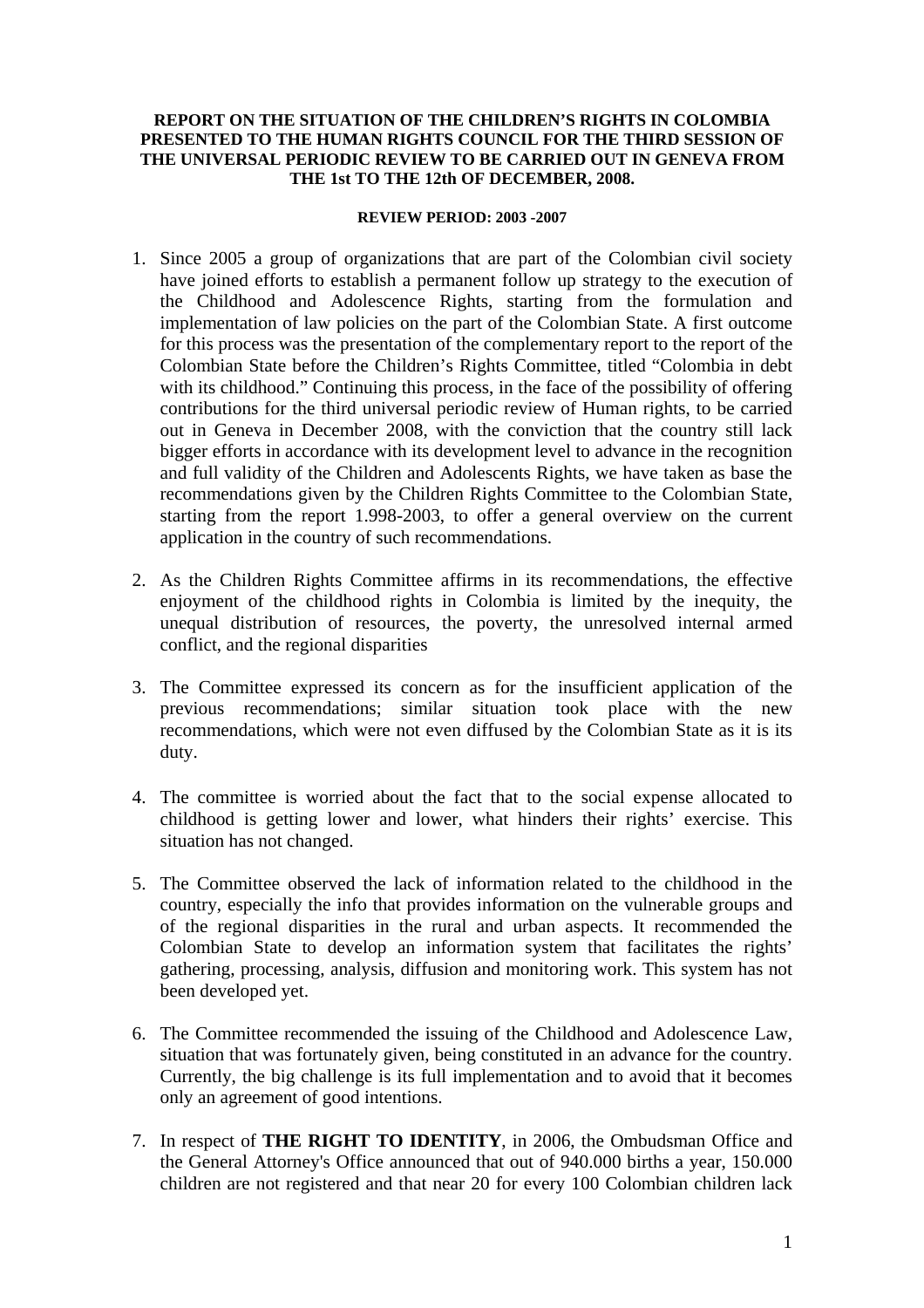**REPORT ON THE SITUATION OF THE CHILDREN'S RIGHTS IN COLOMBIA PRESENTED TO THE HUMAN RIGHTS COUNCIL FOR THE THIRD SESSION OF THE UNIVERSAL PERIODIC REVIEW TO BE CARRIED OUT IN GENEVA FROM THE 1st TO THE 12th OF DECEMBER, 2008.**

**REVIEW PERIOD: 2003 -2007**

1. Since 2005 a group of organizations that are part of the Colombian civil society have joined efforts to establish a permanent follow up strategy to the execution of the Childhood and Adolescence Rights, starting from the formulation and implementation of law policies on the part of the Colombian State. A first outcome for this process was the presentation of the complementary report to the report of the Colombian State before the Children's Rights Committee, titled "Colombia in debt with its childhood." Continuing this process, in the face of the possibility of offering contributions for the third universal periodic review of Human rights, to be carried out in Geneva in December 2008, with the conviction that the country still lack bigger efforts in accordance with its development level to advance in the recognition and full validity of the Children and Adolescents Rights, we have taken as base the recommendations given by the Children Rights Committee to the Colombian State, starting from the report 1.998-2003, to offer a general overview on the current application in the country of such recommendations.

2. As the Children Rights Committee affirms in its recommendations, the effective enjoyment of the childhood rights in Colombia is limited by the inequity, the unequal distribution of resources, the poverty, the unresolved internal armed conflict, and the regional disparities

3. The Committee expressed its concern as for the insufficient application of the previous recommendations; similar situation took place with the new recommendations, which were not even diffused by the Colombian State as it is its duty.

4. The committee is worried about the fact that to the social expense allocated to childhood is getting lower and lower, what hinders their rights' exercise. This situation has not changed.

5. The Committee observed the lack of information related to the childhood in the country, especially the info that provides information on the vulnerable groups and of the regional disparities in the rural and urban aspects. It recommended the Colombian State to develop an information system that facilitates the rights' gathering, processing, analysis, diffusion and monitoring work. This system has not been developed yet.

6. The Committee recommended the issuing of the Childhood and Adolescence Law, situation that was fortunately given, being constituted in an advance for the country. Currently, the big challenge is its full implementation and to avoid that it becomes only an agreement of good intentions.

7. In respect of **THE RIGHT TO IDENTITY**, in 2006, the Ombudsman Office and the General Attorney's Office announced that out of 940.000 births a year, 150.000 children are not registered and that near 20 for every 100 Colombian children lack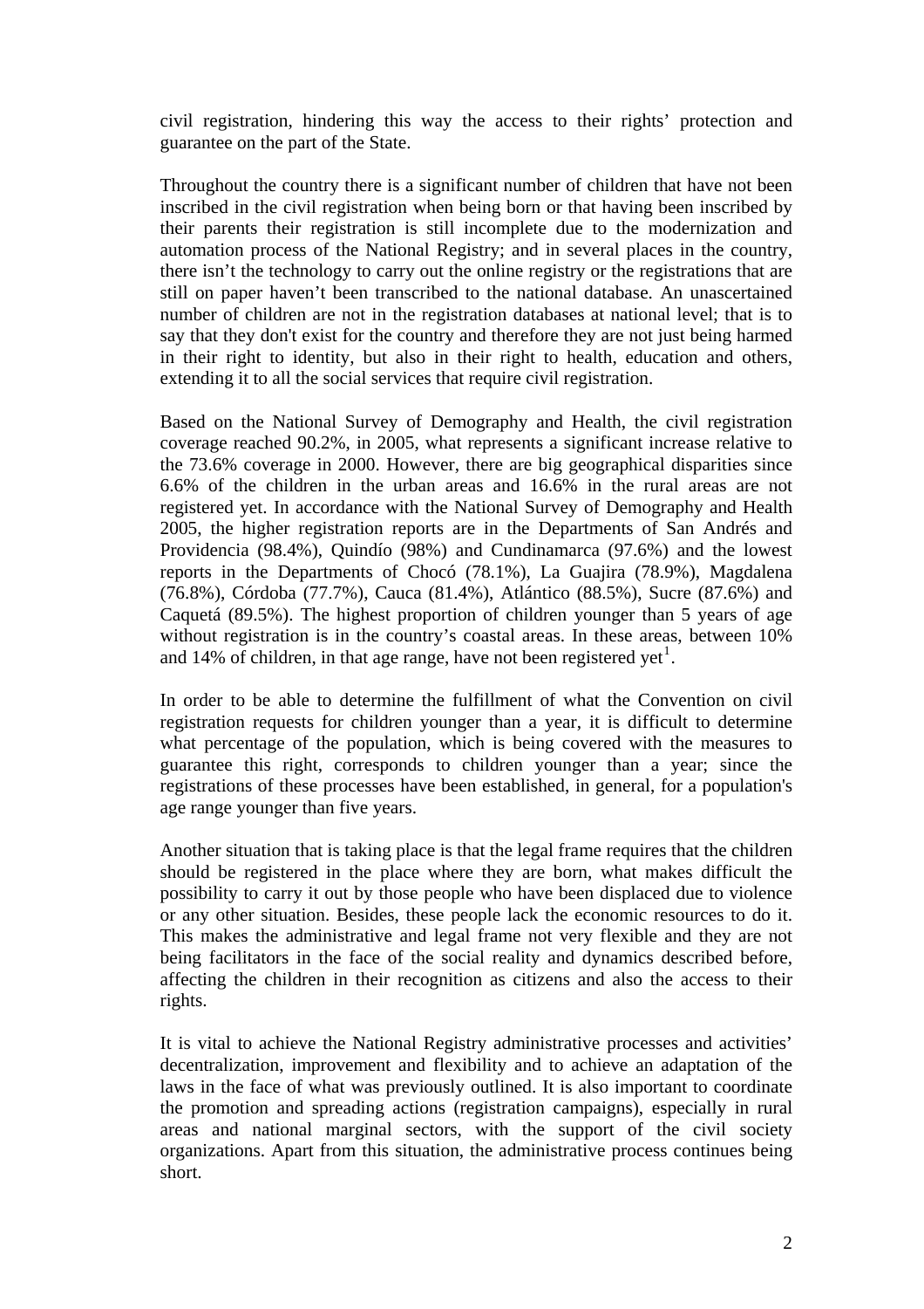civil registration, hindering this way the access to their rights' protection and guarantee on the part of the State.

Throughout the country there is a significant number of children that have not been inscribed in the civil registration when being born or that having been inscribed by their parents their registration is still incomplete due to the modernization and automation process of the National Registry; and in several places in the country, there isn't the technology to carry out the online registry or the registrations that are still on paper haven't been transcribed to the national database. An unascertained number of children are not in the registration databases at national level; that is to say that they don't exist for the country and therefore they are not just being harmed in their right to identity, but also in their right to health, education and others, extending it to all the social services that require civil registration.

Based on the National Survey of Demography and Health, the civil registration coverage reached 90.2%, in 2005, what represents a significant increase relative to the 73.6% coverage in 2000. However, there are big geographical disparities since 6.6% of the children in the urban areas and 16.6% in the rural areas are not registered yet. In accordance with the National Survey of Demography and Health 2005, the higher registration reports are in the Departments of San Andrés and Providencia (98.4%), Quindío (98%) and Cundinamarca (97.6%) and the lowest reports in the Departments of Chocó (78.1%), La Guajira (78.9%), Magdalena (76.8%), Córdoba (77.7%), Cauca (81.4%), Atlántico (88.5%), Sucre (87.6%) and Caquetá (89.5%). The highest proportion of children younger than 5 years of age without registration is in the country's coastal areas. In these areas, between 10% and 14% of children, in that age range, have not been registered yet[1].

In order to be able to determine the fulfillment of what the Convention on civil registration requests for children younger than a year, it is difficult to determine what percentage of the population, which is being covered with the measures to guarantee this right, corresponds to children younger than a year; since the registrations of these processes have been established, in general, for a population's age range younger than five years.

Another situation that is taking place is that the legal frame requires that the children should be registered in the place where they are born, what makes difficult the possibility to carry it out by those people who have been displaced due to violence or any other situation. Besides, these people lack the economic resources to do it. This makes the administrative and legal frame not very flexible and they are not being facilitators in the face of the social reality and dynamics described before, affecting the children in their recognition as citizens and also the access to their rights.

It is vital to achieve the National Registry administrative processes and activities' decentralization, improvement and flexibility and to achieve an adaptation of the laws in the face of what was previously outlined. It is also important to coordinate the promotion and spreading actions (registration campaigns), especially in rural areas and national marginal sectors, with the support of the civil society organizations. Apart from this situation, the administrative process continues being short.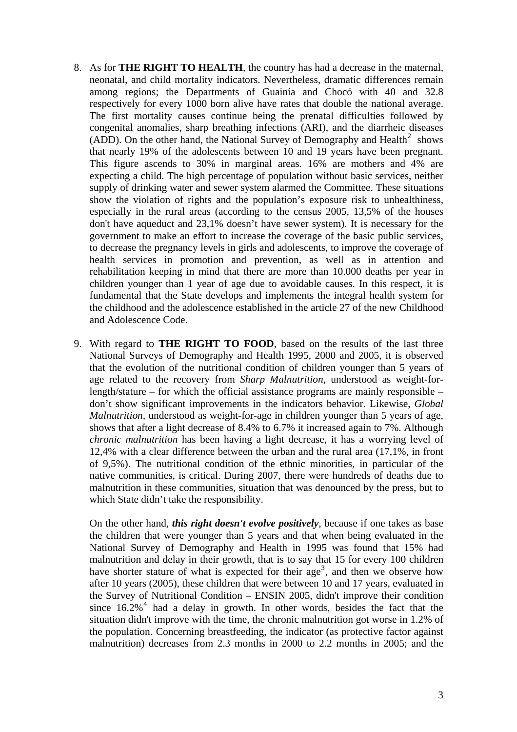8. As for **THE RIGHT TO HEALTH**, the country has had a decrease in the maternal, neonatal, and child mortality indicators. Nevertheless, dramatic differences remain among regions; the Departments of Guainía and Chocó with 40 and 32.8 respectively for every 1000 born alive have rates that double the national average. The first mortality causes continue being the prenatal difficulties followed by congenital anomalies, sharp breathing infections (ARI), and the diarrheic diseases (ADD). On the other hand, the National Survey of Demography and Health[2] shows that nearly 19% of the adolescents between 10 and 19 years have been pregnant. This figure ascends to 30% in marginal areas. 16% are mothers and 4% are expecting a child. The high percentage of population without basic services, neither supply of drinking water and sewer system alarmed the Committee. These situations show the violation of rights and the population's exposure risk to unhealthiness, especially in the rural areas (according to the census 2005, 13,5% of the houses don't have aqueduct and 23,1% doesn't have sewer system). It is necessary for the government to make an effort to increase the coverage of the basic public services, to decrease the pregnancy levels in girls and adolescents, to improve the coverage of health services in promotion and prevention, as well as in attention and rehabilitation keeping in mind that there are more than 10.000 deaths per year in children younger than 1 year of age due to avoidable causes. In this respect, it is fundamental that the State develops and implements the integral health system for the childhood and the adolescence established in the article 27 of the new Childhood and Adolescence Code.

9. With regard to **THE RIGHT TO FOOD**, based on the results of the last three National Surveys of Demography and Health 1995, 2000 and 2005, it is observed that the evolution of the nutritional condition of children younger than 5 years of age related to the recovery from *Sharp Malnutrition*, understood as weight-for-length/stature – for which the official assistance programs are mainly responsible – don't show significant improvements in the indicators behavior. Likewise, *Global Malnutrition*, understood as weight-for-age in children younger than 5 years of age, shows that after a light decrease of 8.4% to 6.7% it increased again to 7%. Although *chronic malnutrition* has been having a light decrease, it has a worrying level of 12,4% with a clear difference between the urban and the rural area (17,1%, in front of 9,5%). The nutritional condition of the ethnic minorities, in particular of the native communities, is critical. During 2007, there were hundreds of deaths due to malnutrition in these communities, situation that was denounced by the press, but to which State didn't take the responsibility.

   On the other hand, ***this right doesn't evolve positively***, because if one takes as base the children that were younger than 5 years and that when being evaluated in the National Survey of Demography and Health in 1995 was found that 15% had malnutrition and delay in their growth, that is to say that 15 for every 100 children have shorter stature of what is expected for their age[3], and then we observe how after 10 years (2005), these children that were between 10 and 17 years, evaluated in the Survey of Nutritional Condition – ENSIN 2005, didn't improve their condition since 16.2%[4] had a delay in growth. In other words, besides the fact that the situation didn't improve with the time, the chronic malnutrition got worse in 1.2% of the population. Concerning breastfeeding, the indicator (as protective factor against malnutrition) decreases from 2.3 months in 2000 to 2.2 months in 2005; and the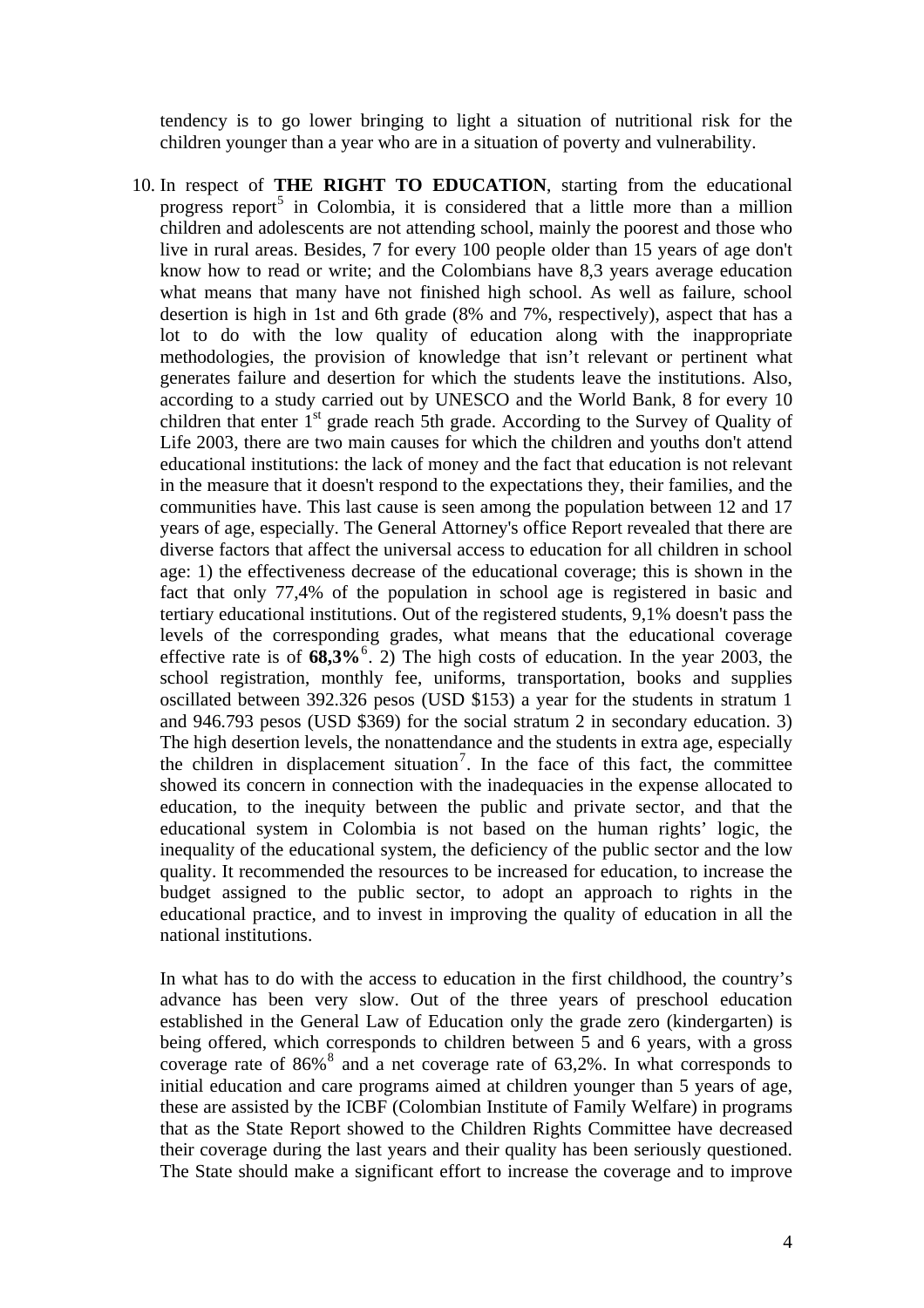tendency is to go lower bringing to light a situation of nutritional risk for the children younger than a year who are in a situation of poverty and vulnerability.

10. In respect of **THE RIGHT TO EDUCATION**, starting from the educational progress report[5] in Colombia, it is considered that a little more than a million children and adolescents are not attending school, mainly the poorest and those who live in rural areas. Besides, 7 for every 100 people older than 15 years of age don't know how to read or write; and the Colombians have 8,3 years average education what means that many have not finished high school. As well as failure, school desertion is high in 1st and 6th grade (8% and 7%, respectively), aspect that has a lot to do with the low quality of education along with the inappropriate methodologies, the provision of knowledge that isn't relevant or pertinent what generates failure and desertion for which the students leave the institutions. Also, according to a study carried out by UNESCO and the World Bank, 8 for every 10 children that enter 1st grade reach 5th grade. According to the Survey of Quality of Life 2003, there are two main causes for which the children and youths don't attend educational institutions: the lack of money and the fact that education is not relevant in the measure that it doesn't respond to the expectations they, their families, and the communities have. This last cause is seen among the population between 12 and 17 years of age, especially. The General Attorney's office Report revealed that there are diverse factors that affect the universal access to education for all children in school age: 1) the effectiveness decrease of the educational coverage; this is shown in the fact that only 77,4% of the population in school age is registered in basic and tertiary educational institutions. Out of the registered students, 9,1% doesn't pass the levels of the corresponding grades, what means that the educational coverage effective rate is of **68,3%**[6]. 2) The high costs of education. In the year 2003, the school registration, monthly fee, uniforms, transportation, books and supplies oscillated between 392.326 pesos (USD $153) a year for the students in stratum 1 and 946.793 pesos (USD $369) for the social stratum 2 in secondary education. 3) The high desertion levels, the nonattendance and the students in extra age, especially the children in displacement situation[7]. In the face of this fact, the committee showed its concern in connection with the inadequacies in the expense allocated to education, to the inequity between the public and private sector, and that the educational system in Colombia is not based on the human rights' logic, the inequality of the educational system, the deficiency of the public sector and the low quality. It recommended the resources to be increased for education, to increase the budget assigned to the public sector, to adopt an approach to rights in the educational practice, and to invest in improving the quality of education in all the national institutions.

    In what has to do with the access to education in the first childhood, the country's advance has been very slow. Out of the three years of preschool education established in the General Law of Education only the grade zero (kindergarten) is being offered, which corresponds to children between 5 and 6 years, with a gross coverage rate of 86%[8] and a net coverage rate of 63,2%. In what corresponds to initial education and care programs aimed at children younger than 5 years of age, these are assisted by the ICBF (Colombian Institute of Family Welfare) in programs that as the State Report showed to the Children Rights Committee have decreased their coverage during the last years and their quality has been seriously questioned. The State should make a significant effort to increase the coverage and to improve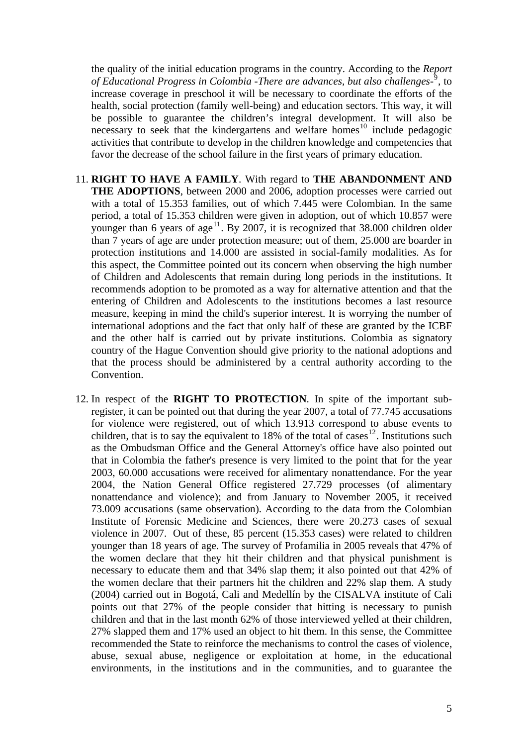the quality of the initial education programs in the country. According to the *Report of Educational Progress in Colombia -There are advances, but also challenges-*[9], to increase coverage in preschool it will be necessary to coordinate the efforts of the health, social protection (family well-being) and education sectors. This way, it will be possible to guarantee the children's integral development. It will also be necessary to seek that the kindergartens and welfare homes[10] include pedagogic activities that contribute to develop in the children knowledge and competencies that favor the decrease of the school failure in the first years of primary education.

11. **RIGHT TO HAVE A FAMILY**. With regard to **THE ABANDONMENT AND THE ADOPTIONS**, between 2000 and 2006, adoption processes were carried out with a total of 15.353 families, out of which 7.445 were Colombian. In the same period, a total of 15.353 children were given in adoption, out of which 10.857 were younger than 6 years of age[11]. By 2007, it is recognized that 38.000 children older than 7 years of age are under protection measure; out of them, 25.000 are boarder in protection institutions and 14.000 are assisted in social-family modalities. As for this aspect, the Committee pointed out its concern when observing the high number of Children and Adolescents that remain during long periods in the institutions. It recommends adoption to be promoted as a way for alternative attention and that the entering of Children and Adolescents to the institutions becomes a last resource measure, keeping in mind the child's superior interest. It is worrying the number of international adoptions and the fact that only half of these are granted by the ICBF and the other half is carried out by private institutions. Colombia as signatory country of the Hague Convention should give priority to the national adoptions and that the process should be administered by a central authority according to the Convention.

12. In respect of the **RIGHT TO PROTECTION**. In spite of the important sub-register, it can be pointed out that during the year 2007, a total of 77.745 accusations for violence were registered, out of which 13.913 correspond to abuse events to children, that is to say the equivalent to 18% of the total of cases[12]. Institutions such as the Ombudsman Office and the General Attorney's office have also pointed out that in Colombia the father's presence is very limited to the point that for the year 2003, 60.000 accusations were received for alimentary nonattendance. For the year 2004, the Nation General Office registered 27.729 processes (of alimentary nonattendance and violence); and from January to November 2005, it received 73.009 accusations (same observation). According to the data from the Colombian Institute of Forensic Medicine and Sciences, there were 20.273 cases of sexual violence in 2007. Out of these, 85 percent (15.353 cases) were related to children younger than 18 years of age. The survey of Profamilia in 2005 reveals that 47% of the women declare that they hit their children and that physical punishment is necessary to educate them and that 34% slap them; it also pointed out that 42% of the women declare that their partners hit the children and 22% slap them. A study (2004) carried out in Bogotá, Cali and Medellín by the CISALVA institute of Cali points out that 27% of the people consider that hitting is necessary to punish children and that in the last month 62% of those interviewed yelled at their children, 27% slapped them and 17% used an object to hit them. In this sense, the Committee recommended the State to reinforce the mechanisms to control the cases of violence, abuse, sexual abuse, negligence or exploitation at home, in the educational environments, in the institutions and in the communities, and to guarantee the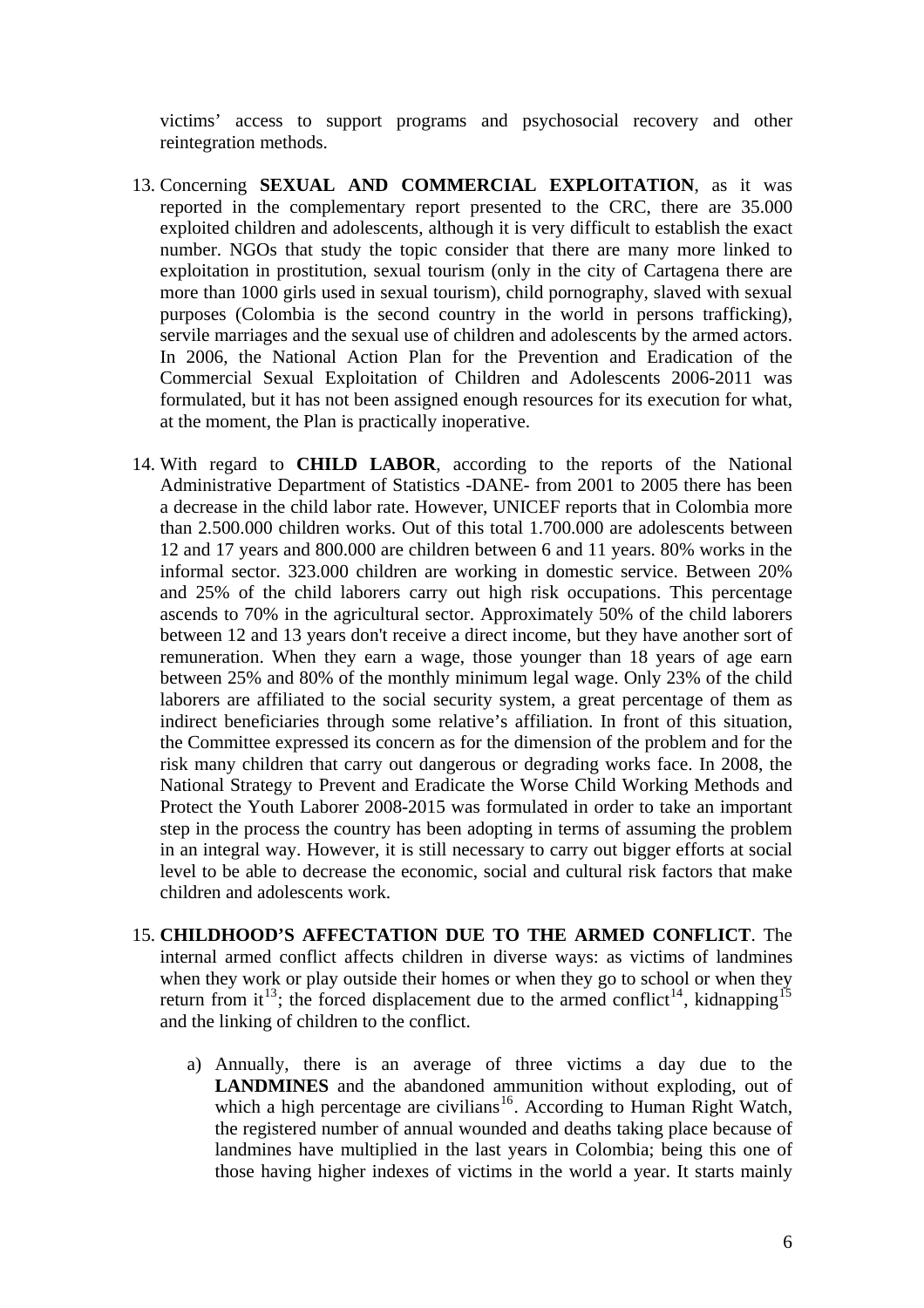victims' access to support programs and psychosocial recovery and other reintegration methods.

13. Concerning **SEXUAL AND COMMERCIAL EXPLOITATION**, as it was reported in the complementary report presented to the CRC, there are 35.000 exploited children and adolescents, although it is very difficult to establish the exact number. NGOs that study the topic consider that there are many more linked to exploitation in prostitution, sexual tourism (only in the city of Cartagena there are more than 1000 girls used in sexual tourism), child pornography, slaved with sexual purposes (Colombia is the second country in the world in persons trafficking), servile marriages and the sexual use of children and adolescents by the armed actors. In 2006, the National Action Plan for the Prevention and Eradication of the Commercial Sexual Exploitation of Children and Adolescents 2006-2011 was formulated, but it has not been assigned enough resources for its execution for what, at the moment, the Plan is practically inoperative.

14. With regard to **CHILD LABOR**, according to the reports of the National Administrative Department of Statistics -DANE- from 2001 to 2005 there has been a decrease in the child labor rate. However, UNICEF reports that in Colombia more than 2.500.000 children works. Out of this total 1.700.000 are adolescents between 12 and 17 years and 800.000 are children between 6 and 11 years. 80% works in the informal sector. 323.000 children are working in domestic service. Between 20% and 25% of the child laborers carry out high risk occupations. This percentage ascends to 70% in the agricultural sector. Approximately 50% of the child laborers between 12 and 13 years don't receive a direct income, but they have another sort of remuneration. When they earn a wage, those younger than 18 years of age earn between 25% and 80% of the monthly minimum legal wage. Only 23% of the child laborers are affiliated to the social security system, a great percentage of them as indirect beneficiaries through some relative's affiliation. In front of this situation, the Committee expressed its concern as for the dimension of the problem and for the risk many children that carry out dangerous or degrading works face. In 2008, the National Strategy to Prevent and Eradicate the Worse Child Working Methods and Protect the Youth Laborer 2008-2015 was formulated in order to take an important step in the process the country has been adopting in terms of assuming the problem in an integral way. However, it is still necessary to carry out bigger efforts at social level to be able to decrease the economic, social and cultural risk factors that make children and adolescents work.

15. **CHILDHOOD'S AFFECTATION DUE TO THE ARMED CONFLICT**. The internal armed conflict affects children in diverse ways: as victims of landmines when they work or play outside their homes or when they go to school or when they return from it[13]; the forced displacement due to the armed conflict[14], kidnapping[15] and the linking of children to the conflict.

    a) Annually, there is an average of three victims a day due to the **LANDMINES** and the abandoned ammunition without exploding, out of which a high percentage are civilians[16]. According to Human Right Watch, the registered number of annual wounded and deaths taking place because of landmines have multiplied in the last years in Colombia; being this one of those having higher indexes of victims in the world a year. It starts mainly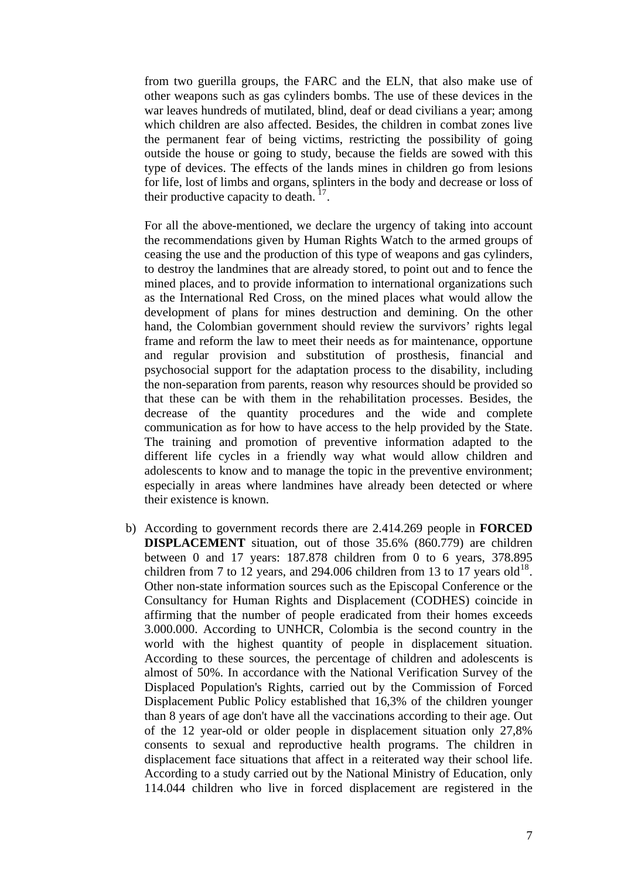from two guerilla groups, the FARC and the ELN, that also make use of other weapons such as gas cylinders bombs. The use of these devices in the war leaves hundreds of mutilated, blind, deaf or dead civilians a year; among which children are also affected. Besides, the children in combat zones live the permanent fear of being victims, restricting the possibility of going outside the house or going to study, because the fields are sowed with this type of devices. The effects of the lands mines in children go from lesions for life, lost of limbs and organs, splinters in the body and decrease or loss of their productive capacity to death. [17].

For all the above-mentioned, we declare the urgency of taking into account the recommendations given by Human Rights Watch to the armed groups of ceasing the use and the production of this type of weapons and gas cylinders, to destroy the landmines that are already stored, to point out and to fence the mined places, and to provide information to international organizations such as the International Red Cross, on the mined places what would allow the development of plans for mines destruction and demining. On the other hand, the Colombian government should review the survivors' rights legal frame and reform the law to meet their needs as for maintenance, opportune and regular provision and substitution of prosthesis, financial and psychosocial support for the adaptation process to the disability, including the non-separation from parents, reason why resources should be provided so that these can be with them in the rehabilitation processes. Besides, the decrease of the quantity procedures and the wide and complete communication as for how to have access to the help provided by the State. The training and promotion of preventive information adapted to the different life cycles in a friendly way what would allow children and adolescents to know and to manage the topic in the preventive environment; especially in areas where landmines have already been detected or where their existence is known.

b) According to government records there are 2.414.269 people in **FORCED DISPLACEMENT** situation, out of those 35.6% (860.779) are children between 0 and 17 years: 187.878 children from 0 to 6 years, 378.895 children from 7 to 12 years, and 294.006 children from 13 to 17 years old[18]. Other non-state information sources such as the Episcopal Conference or the Consultancy for Human Rights and Displacement (CODHES) coincide in affirming that the number of people eradicated from their homes exceeds 3.000.000. According to UNHCR, Colombia is the second country in the world with the highest quantity of people in displacement situation. According to these sources, the percentage of children and adolescents is almost of 50%. In accordance with the National Verification Survey of the Displaced Population's Rights, carried out by the Commission of Forced Displacement Public Policy established that 16,3% of the children younger than 8 years of age don't have all the vaccinations according to their age. Out of the 12 year-old or older people in displacement situation only 27,8% consents to sexual and reproductive health programs. The children in displacement face situations that affect in a reiterated way their school life. According to a study carried out by the National Ministry of Education, only 114.044 children who live in forced displacement are registered in the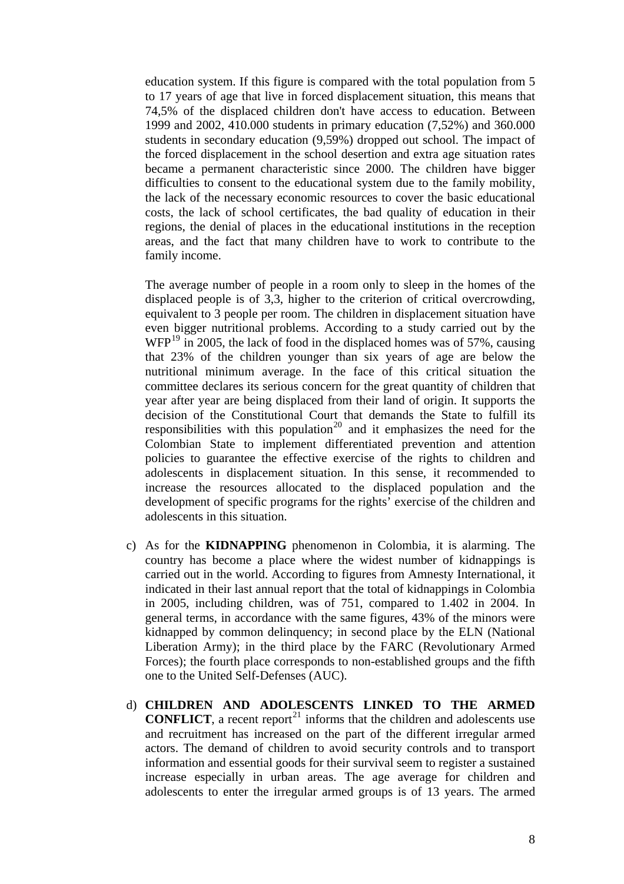education system. If this figure is compared with the total population from 5 to 17 years of age that live in forced displacement situation, this means that 74,5% of the displaced children don't have access to education. Between 1999 and 2002, 410.000 students in primary education (7,52%) and 360.000 students in secondary education (9,59%) dropped out school. The impact of the forced displacement in the school desertion and extra age situation rates became a permanent characteristic since 2000. The children have bigger difficulties to consent to the educational system due to the family mobility, the lack of the necessary economic resources to cover the basic educational costs, the lack of school certificates, the bad quality of education in their regions, the denial of places in the educational institutions in the reception areas, and the fact that many children have to work to contribute to the family income.

The average number of people in a room only to sleep in the homes of the displaced people is of 3,3, higher to the criterion of critical overcrowding, equivalent to 3 people per room. The children in displacement situation have even bigger nutritional problems. According to a study carried out by the WFP[19] in 2005, the lack of food in the displaced homes was of 57%, causing that 23% of the children younger than six years of age are below the nutritional minimum average. In the face of this critical situation the committee declares its serious concern for the great quantity of children that year after year are being displaced from their land of origin. It supports the decision of the Constitutional Court that demands the State to fulfill its responsibilities with this population[20] and it emphasizes the need for the Colombian State to implement differentiated prevention and attention policies to guarantee the effective exercise of the rights to children and adolescents in displacement situation. In this sense, it recommended to increase the resources allocated to the displaced population and the development of specific programs for the rights' exercise of the children and adolescents in this situation.

c) As for the **KIDNAPPING** phenomenon in Colombia, it is alarming. The country has become a place where the widest number of kidnappings is carried out in the world. According to figures from Amnesty International, it indicated in their last annual report that the total of kidnappings in Colombia in 2005, including children, was of 751, compared to 1.402 in 2004. In general terms, in accordance with the same figures, 43% of the minors were kidnapped by common delinquency; in second place by the ELN (National Liberation Army); in the third place by the FARC (Revolutionary Armed Forces); the fourth place corresponds to non-established groups and the fifth one to the United Self-Defenses (AUC).

d) **CHILDREN AND ADOLESCENTS LINKED TO THE ARMED CONFLICT**, a recent report[21] informs that the children and adolescents use and recruitment has increased on the part of the different irregular armed actors. The demand of children to avoid security controls and to transport information and essential goods for their survival seem to register a sustained increase especially in urban areas. The age average for children and adolescents to enter the irregular armed groups is of 13 years. The armed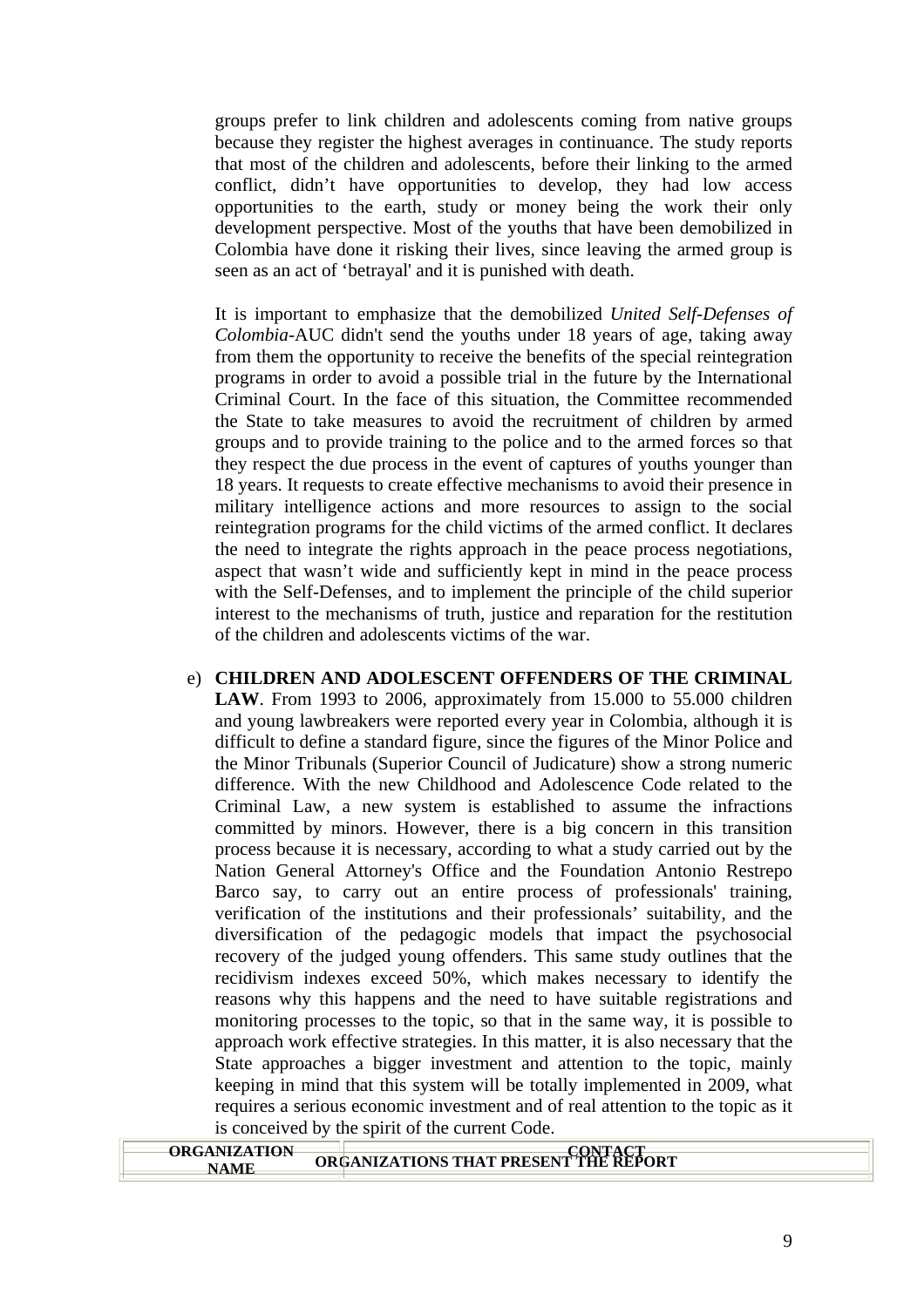groups prefer to link children and adolescents coming from native groups because they register the highest averages in continuance. The study reports that most of the children and adolescents, before their linking to the armed conflict, didn't have opportunities to develop, they had low access opportunities to the earth, study or money being the work their only development perspective. Most of the youths that have been demobilized in Colombia have done it risking their lives, since leaving the armed group is seen as an act of 'betrayal' and it is punished with death.

It is important to emphasize that the demobilized *United Self-Defenses of Colombia*-AUC didn't send the youths under 18 years of age, taking away from them the opportunity to receive the benefits of the special reintegration programs in order to avoid a possible trial in the future by the International Criminal Court. In the face of this situation, the Committee recommended the State to take measures to avoid the recruitment of children by armed groups and to provide training to the police and to the armed forces so that they respect the due process in the event of captures of youths younger than 18 years. It requests to create effective mechanisms to avoid their presence in military intelligence actions and more resources to assign to the social reintegration programs for the child victims of the armed conflict. It declares the need to integrate the rights approach in the peace process negotiations, aspect that wasn't wide and sufficiently kept in mind in the peace process with the Self-Defenses, and to implement the principle of the child superior interest to the mechanisms of truth, justice and reparation for the restitution of the children and adolescents victims of the war.

e) **CHILDREN AND ADOLESCENT OFFENDERS OF THE CRIMINAL LAW**. From 1993 to 2006, approximately from 15.000 to 55.000 children and young lawbreakers were reported every year in Colombia, although it is difficult to define a standard figure, since the figures of the Minor Police and the Minor Tribunals (Superior Council of Judicature) show a strong numeric difference. With the new Childhood and Adolescence Code related to the Criminal Law, a new system is established to assume the infractions committed by minors. However, there is a big concern in this transition process because it is necessary, according to what a study carried out by the Nation General Attorney's Office and the Foundation Antonio Restrepo Barco say, to carry out an entire process of professionals' training, verification of the institutions and their professionals' suitability, and the diversification of the pedagogic models that impact the psychosocial recovery of the judged young offenders. This same study outlines that the recidivism indexes exceed 50%, which makes necessary to identify the reasons why this happens and the need to have suitable registrations and monitoring processes to the topic, so that in the same way, it is possible to approach work effective strategies. In this matter, it is also necessary that the State approaches a bigger investment and attention to the topic, mainly keeping in mind that this system will be totally implemented in 2009, what requires a serious economic investment and of real attention to the topic as it is conceived by the spirit of the current Code.

**ORGANIZATIONS THAT PRESENT THE REPORT**

| ORGANIZATION NAME | CONTACT |
| --- | --- |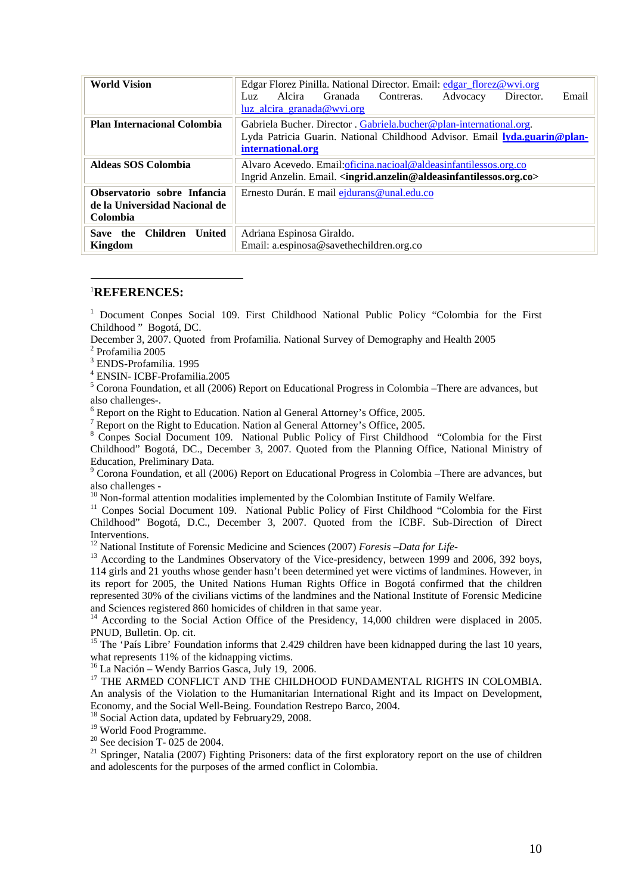| | |
|---|---|
| **World Vision** | Edgar Florez Pinilla. National Director. Email: edgar_florez@wvi.org<br>Luz Alcira Granada Contreras. Advocacy Director. Email luz_alcira_granada@wvi.org |
| **Plan Internacional Colombia** | Gabriela Bucher. Director . Gabriela.bucher@plan-international.org.<br>Lyda Patricia Guarin. National Childhood Advisor. Email **lyda.guarin@plan-international.org** |
| **Aldeas SOS Colombia** | Alvaro Acevedo. Email:oficina.nacioal@aldeasinfantilessos.org.co<br>Ingrid Anzelin. Email. **<ingrid.anzelin@aldeasinfantilessos.org.co>** |
| **Observatorio sobre Infancia de la Universidad Nacional de Colombia** | Ernesto Durán. E mail ejdurans@unal.edu.co |
| **Save the Children United Kingdom** | Adriana Espinosa Giraldo.<br>Email: a.espinosa@savethechildren.org.co |

---

[1]**REFERENCES:**

[1] Document Conpes Social 109. First Childhood National Public Policy "Colombia for the First Childhood " Bogotá, DC.
December 3, 2007. Quoted from Profamilia. National Survey of Demography and Health 2005

[2] Profamilia 2005

[3] ENDS-Profamilia. 1995

[4] ENSIN- ICBF-Profamilia.2005

[5] Corona Foundation, et all (2006) Report on Educational Progress in Colombia –There are advances, but also challenges-.

[6] Report on the Right to Education. Nation al General Attorney's Office, 2005.

[7] Report on the Right to Education. Nation al General Attorney's Office, 2005.

[8] Conpes Social Document 109. National Public Policy of First Childhood "Colombia for the First Childhood" Bogotá, DC., December 3, 2007. Quoted from the Planning Office, National Ministry of Education, Preliminary Data.

[9] Corona Foundation, et all (2006) Report on Educational Progress in Colombia –There are advances, but also challenges -

[10] Non-formal attention modalities implemented by the Colombian Institute of Family Welfare.

[11] Conpes Social Document 109. National Public Policy of First Childhood "Colombia for the First Childhood" Bogotá, D.C., December 3, 2007. Quoted from the ICBF. Sub-Direction of Direct Interventions.

[12] National Institute of Forensic Medicine and Sciences (2007) *Foresis –Data for Life-*

[13] According to the Landmines Observatory of the Vice-presidency, between 1999 and 2006, 392 boys, 114 girls and 21 youths whose gender hasn't been determined yet were victims of landmines. However, in its report for 2005, the United Nations Human Rights Office in Bogotá confirmed that the children represented 30% of the civilians victims of the landmines and the National Institute of Forensic Medicine and Sciences registered 860 homicides of children in that same year.

[14] According to the Social Action Office of the Presidency, 14,000 children were displaced in 2005. PNUD, Bulletin. Op. cit.

[15] The 'País Libre' Foundation informs that 2.429 children have been kidnapped during the last 10 years, what represents 11% of the kidnapping victims.

[16] La Nación – Wendy Barrios Gasca, July 19, 2006.

[17] THE ARMED CONFLICT AND THE CHILDHOOD FUNDAMENTAL RIGHTS IN COLOMBIA. An analysis of the Violation to the Humanitarian International Right and its Impact on Development, Economy, and the Social Well-Being. Foundation Restrepo Barco, 2004.

[18] Social Action data, updated by February29, 2008.

[19] World Food Programme.

[20] See decision T- 025 de 2004.

[21] Springer, Natalia (2007) Fighting Prisoners: data of the first exploratory report on the use of children and adolescents for the purposes of the armed conflict in Colombia.